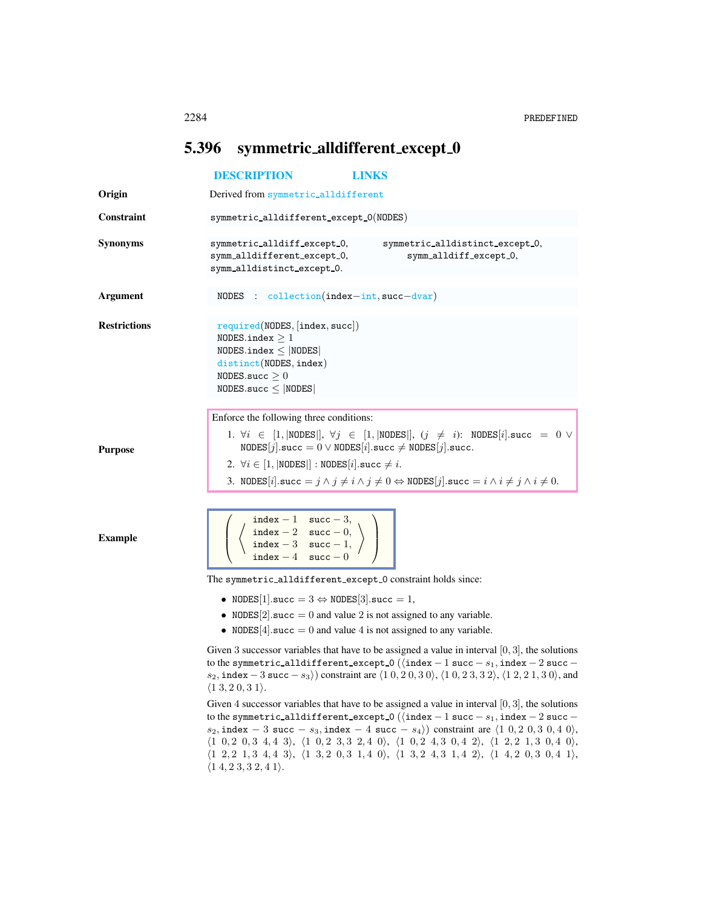## 5.396 symmetric_alldifferent_except_0

DESCRIPTION LINKS

**Origin**

Derived from symmetric_alldifferent

**Constraint**

symmetric_alldifferent_except_0(NODES)

**Synonyms**

symmetric_alldiff_except_0, symmetric_alldistinct_except_0, symm_alldifferent_except_0, symm_alldiff_except_0, symm_alldistinct_except_0.

**Argument**

NODES : collection(index−int, succ−dvar)

**Restrictions**

required(NODES, [index, succ])
NODES.index $\geq 1$
NODES.index $\leq$ |NODES|
distinct(NODES, index)
NODES.succ $\geq 0$
NODES.succ $\leq$ |NODES|

**Purpose**

Enforce the following three conditions:

1. $\forall i \in [1, |\text{NODES}|]$, $\forall j \in [1, |\text{NODES}|]$, $(j \neq i)$: $\text{NODES}[i].\text{succ} = 0 \vee \text{NODES}[j].\text{succ} = 0 \vee \text{NODES}[i].\text{succ} \neq \text{NODES}[j].\text{succ}$.
2. $\forall i \in [1, |\text{NODES}|] : \text{NODES}[i].\text{succ} \neq i$.
3. $\text{NODES}[i].\text{succ} = j \wedge j \neq i \wedge j \neq 0 \Leftrightarrow \text{NODES}[j].\text{succ} = i \wedge i \neq j \wedge i \neq 0$.

**Example**

$$\left(\left\langle\begin{array}{ll}\text{index}-1 & \text{succ}-3,\\ \text{index}-2 & \text{succ}-0,\\ \text{index}-3 & \text{succ}-1,\\ \text{index}-4 & \text{succ}-0\end{array}\right\rangle\right)$$

The symmetric_alldifferent_except_0 constraint holds since:

- $\text{NODES}[1].\text{succ} = 3 \Leftrightarrow \text{NODES}[3].\text{succ} = 1$,
- $\text{NODES}[2].\text{succ} = 0$ and value 2 is not assigned to any variable.
- $\text{NODES}[4].\text{succ} = 0$ and value 4 is not assigned to any variable.

Given 3 successor variables that have to be assigned a value in interval $[0, 3]$, the solutions to the symmetric_alldifferent_except_0 ($\langle$index $-1$ succ $-s_1$, index $-2$ succ $-s_2$, index $-3$ succ $-s_3\rangle$) constraint are $\langle 1\ 0, 2\ 0, 3\ 0\rangle$, $\langle 1\ 0, 2\ 3, 3\ 2\rangle$, $\langle 1\ 2, 2\ 1, 3\ 0\rangle$, and $\langle 1\ 3, 2\ 0, 3\ 1\rangle$.

Given 4 successor variables that have to be assigned a value in interval $[0, 3]$, the solutions to the symmetric_alldifferent_except_0 ($\langle$index $-1$ succ $-s_1$, index $-2$ succ $-s_2$, index $-3$ succ $-s_3$, index $-4$ succ $-s_4\rangle$) constraint are $\langle 1\ 0, 2\ 0, 3\ 0, 4\ 0\rangle$, $\langle 1\ 0, 2\ 0, 3\ 4, 4\ 3\rangle$, $\langle 1\ 0, 2\ 3, 3\ 2, 4\ 0\rangle$, $\langle 1\ 0, 2\ 4, 3\ 0, 4\ 2\rangle$, $\langle 1\ 2, 2\ 1, 3\ 0, 4\ 0\rangle$, $\langle 1\ 2, 2\ 1, 3\ 4, 4\ 3\rangle$, $\langle 1\ 3, 2\ 0, 3\ 1, 4\ 0\rangle$, $\langle 1\ 3, 2\ 4, 3\ 1, 4\ 2\rangle$, $\langle 1\ 4, 2\ 0, 3\ 0, 4\ 1\rangle$, $\langle 1\ 4, 2\ 3, 3\ 2, 4\ 1\rangle$.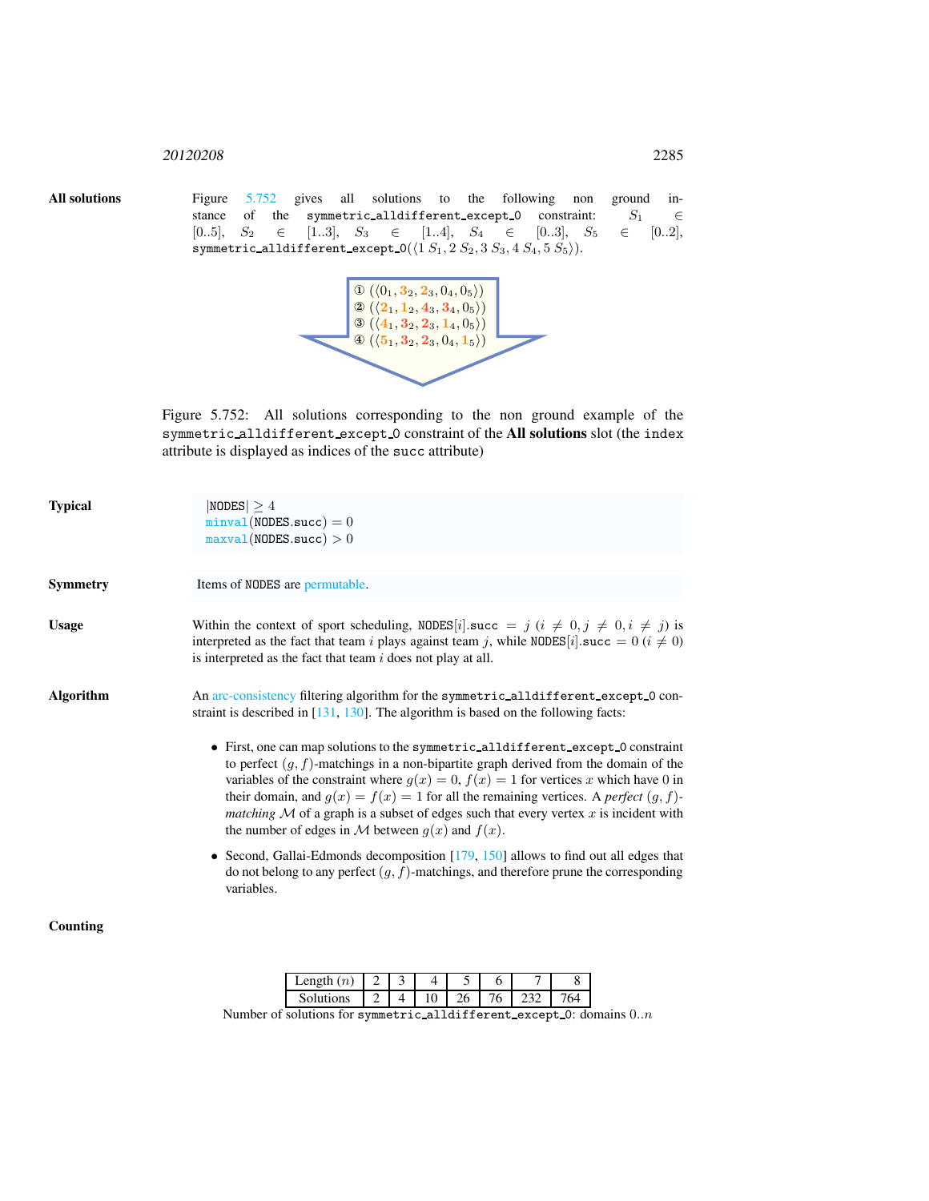**All solutions**

Figure 5.752 gives all solutions to the following non ground instance of the symmetric_alldifferent_except_0 constraint: $S_1 \in [0..5]$, $S_2 \in [1..3]$, $S_3 \in [1..4]$, $S_4 \in [0..3]$, $S_5 \in [0..2]$, symmetric_alldifferent_except_0$(\langle 1\ S_1, 2\ S_2, 3\ S_3, 4\ S_4, 5\ S_5\rangle)$.

① $(\langle 0_1, 3_2, 2_3, 0_4, 0_5\rangle)$
② $(\langle 2_1, 1_2, 4_3, 3_4, 0_5\rangle)$
③ $(\langle 4_1, 3_2, 2_3, 1_4, 0_5\rangle)$
④ $(\langle 5_1, 3_2, 2_3, 0_4, 1_5\rangle)$

Figure 5.752: All solutions corresponding to the non ground example of the symmetric_alldifferent_except_0 constraint of the **All solutions** slot (the index attribute is displayed as indices of the succ attribute)

**Typical**

$|\texttt{NODES}| \geq 4$
minval$(\texttt{NODES.succ}) = 0$
maxval$(\texttt{NODES.succ}) > 0$

**Symmetry**

Items of NODES are permutable.

**Usage**

Within the context of sport scheduling, NODES$[i]$.succ $= j$ $(i \neq 0, j \neq 0, i \neq j)$ is interpreted as the fact that team $i$ plays against team $j$, while NODES$[i]$.succ $= 0$ $(i \neq 0)$ is interpreted as the fact that team $i$ does not play at all.

**Algorithm**

An arc-consistency filtering algorithm for the symmetric_alldifferent_except_0 constraint is described in [131, 130]. The algorithm is based on the following facts:

- First, one can map solutions to the symmetric_alldifferent_except_0 constraint to perfect $(g, f)$-matchings in a non-bipartite graph derived from the domain of the variables of the constraint where $g(x) = 0$, $f(x) = 1$ for vertices $x$ which have 0 in their domain, and $g(x) = f(x) = 1$ for all the remaining vertices. A *perfect* $(g, f)$*-matching* $\mathcal{M}$ of a graph is a subset of edges such that every vertex $x$ is incident with the number of edges in $\mathcal{M}$ between $g(x)$ and $f(x)$.
- Second, Gallai-Edmonds decomposition [179, 150] allows to find out all edges that do not belong to any perfect $(g, f)$-matchings, and therefore prune the corresponding variables.

**Counting**

| Length ($n$) | 2 | 3 | 4 | 5 | 6 | 7 | 8 |
|---|---|---|---|---|---|---|---|
| Solutions | 2 | 4 | 10 | 26 | 76 | 232 | 764 |

Number of solutions for symmetric_alldifferent_except_0: domains $0..n$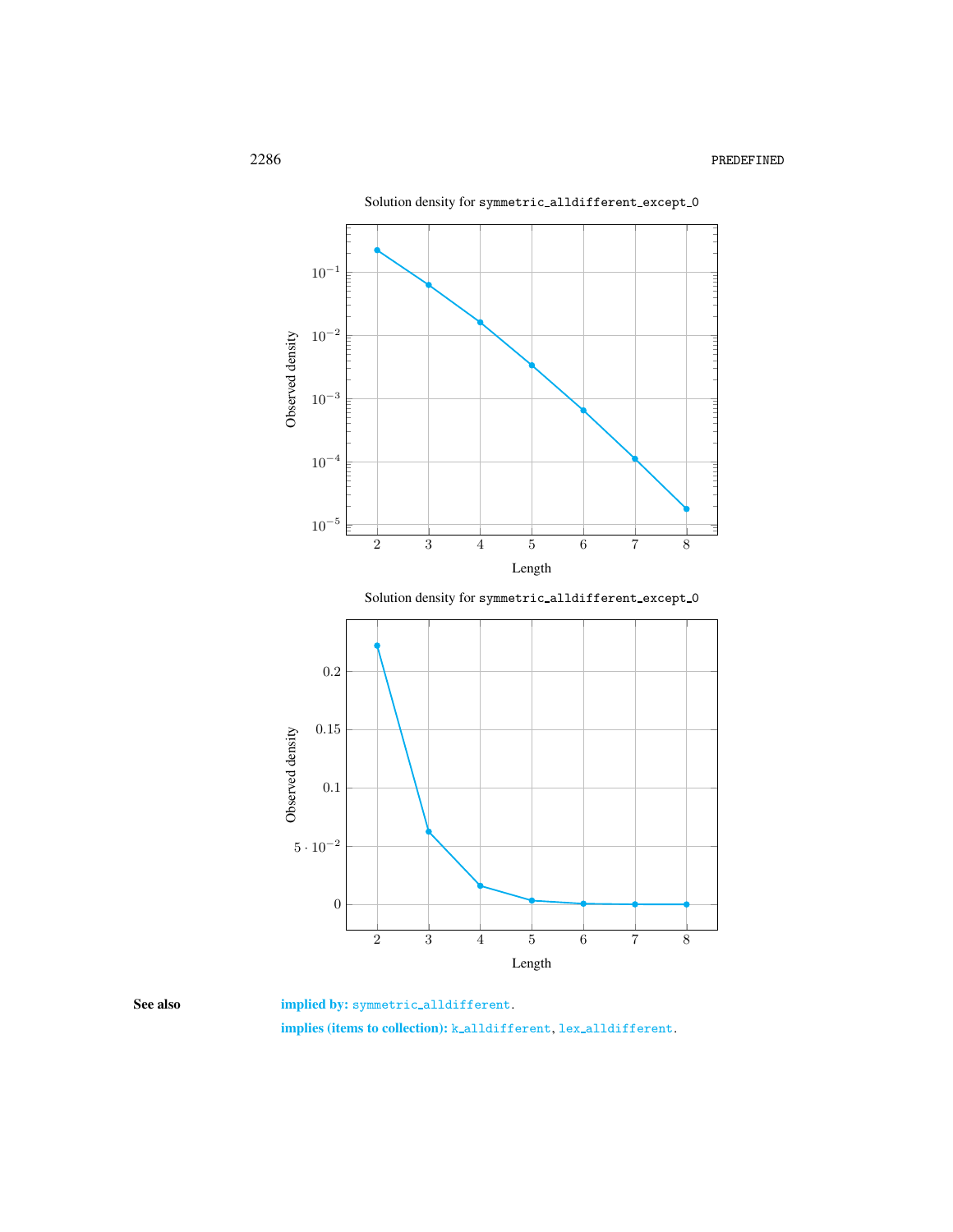Solution density for `symmetric_alldifferent_except_0`

Solution density for `symmetric_alldifferent_except_0`

**See also**

**implied by:** `symmetric_alldifferent`.

**implies (items to collection):** `k_alldifferent`, `lex_alldifferent`.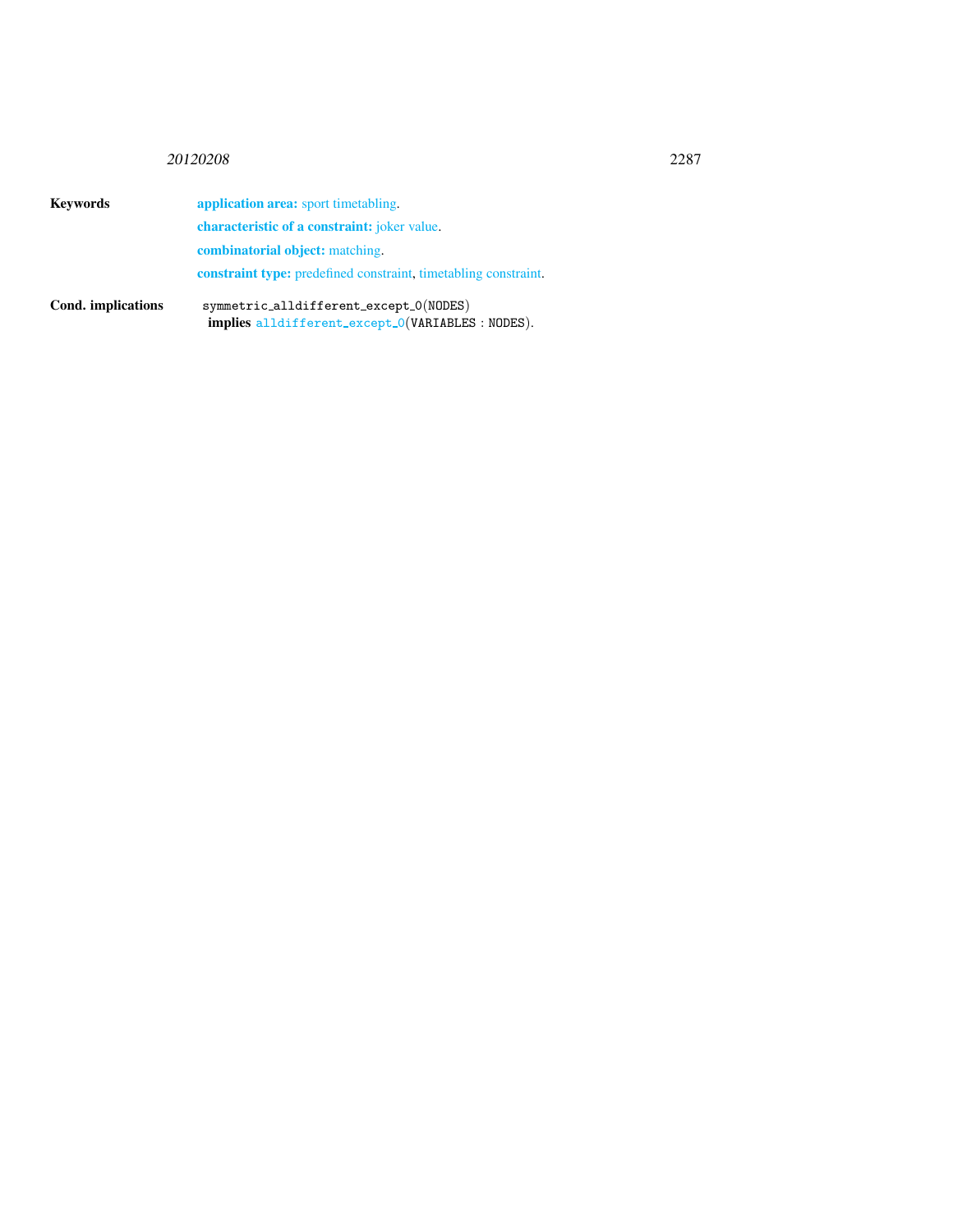**Keywords**

**application area:** sport timetabling.

**characteristic of a constraint:** joker value.

**combinatorial object:** matching.

**constraint type:** predefined constraint, timetabling constraint.

**Cond. implications**

symmetric_alldifferent_except_0(NODES)
**implies** alldifferent_except_0(VARIABLES : NODES).